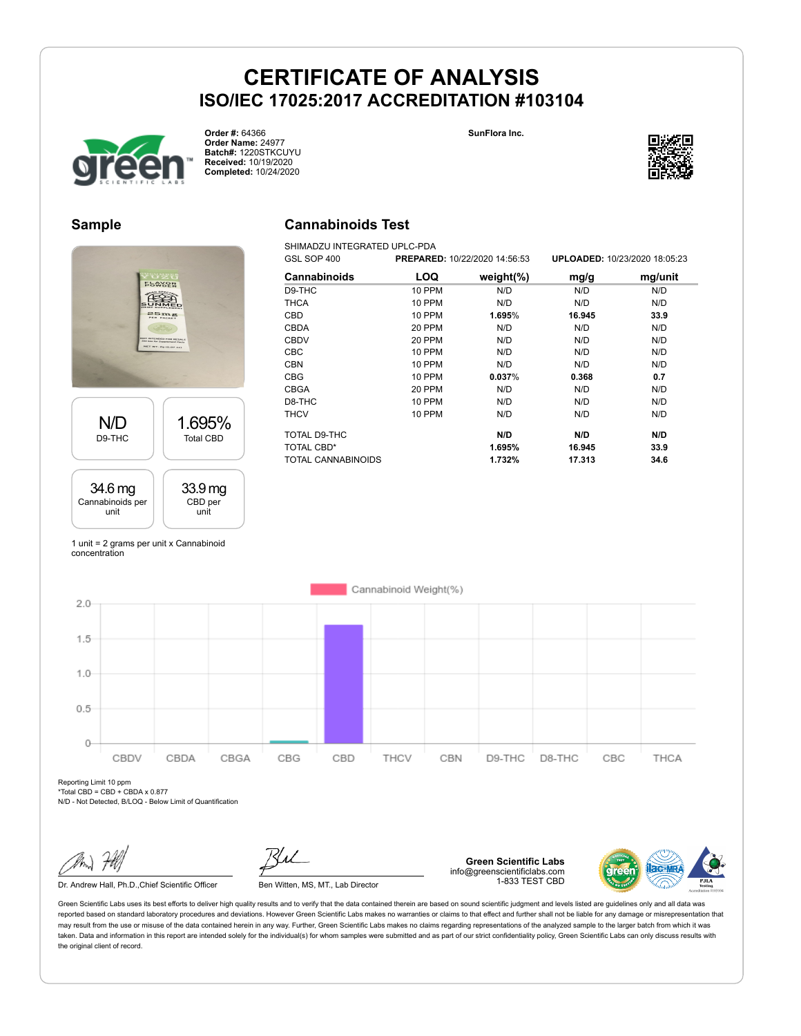# CERTIFICATE OF ANALYSIS

## ISO/IEC 17025:2017 ACCREDITATION #103104

**Order #:** 64366
**Order Name:** 24977
**Batch#:** 1220STKCUYU
**Received:** 10/19/2020
**Completed:** 10/24/2020

SunFlora Inc.

## Sample

| N/D | 1.695% |
|---|---|
| D9-THC | Total CBD |

| 34.6 mg | 33.9 mg |
|---|---|
| Cannabinoids per unit | CBD per unit |

1 unit = 2 grams per unit x Cannabinoid concentration

## Cannabinoids Test

SHIMADZU INTEGRATED UPLC-PDA
GSL SOP 400 **PREPARED:** 10/22/2020 14:56:53 **UPLOADED:** 10/23/2020 18:05:23

| Cannabinoids | LOQ | weight(%) | mg/g | mg/unit |
|---|---|---|---|---|
| D9-THC | 10 PPM | N/D | N/D | N/D |
| THCA | 10 PPM | N/D | N/D | N/D |
| CBD | 10 PPM | **1.695%** | **16.945** | **33.9** |
| CBDA | 20 PPM | N/D | N/D | N/D |
| CBDV | 20 PPM | N/D | N/D | N/D |
| CBC | 10 PPM | N/D | N/D | N/D |
| CBN | 10 PPM | N/D | N/D | N/D |
| CBG | 10 PPM | **0.037%** | **0.368** | **0.7** |
| CBGA | 20 PPM | N/D | N/D | N/D |
| D8-THC | 10 PPM | N/D | N/D | N/D |
| THCV | 10 PPM | N/D | N/D | N/D |
| TOTAL D9-THC | | **N/D** | **N/D** | **N/D** |
| TOTAL CBD* | | **1.695%** | **16.945** | **33.9** |
| TOTAL CANNABINOIDS | | **1.732%** | **17.313** | **34.6** |

Reporting Limit 10 ppm
*Total CBD = CBD + CBDA x 0.877
N/D - Not Detected, B/LOQ - Below Limit of Quantification

Dr. Andrew Hall, Ph.D.,Chief Scientific Officer

Ben Witten, MS, MT., Lab Director

**Green Scientific Labs**
info@greenscientificlabs.com
1-833 TEST CBD

Green Scientific Labs uses its best efforts to deliver high quality results and to verify that the data contained therein are based on sound scientific judgment and levels listed are guidelines only and all data was reported based on standard laboratory procedures and deviations. However Green Scientific Labs makes no warranties or claims to that effect and further shall not be liable for any damage or misrepresentation that may result from the use or misuse of the data contained herein in any way. Further, Green Scientific Labs makes no claims regarding representations of the analyzed sample to the larger batch from which it was taken. Data and information in this report are intended solely for the individual(s) for whom samples were submitted and as part of our strict confidentiality policy, Green Scientific Labs can only discuss results with the original client of record.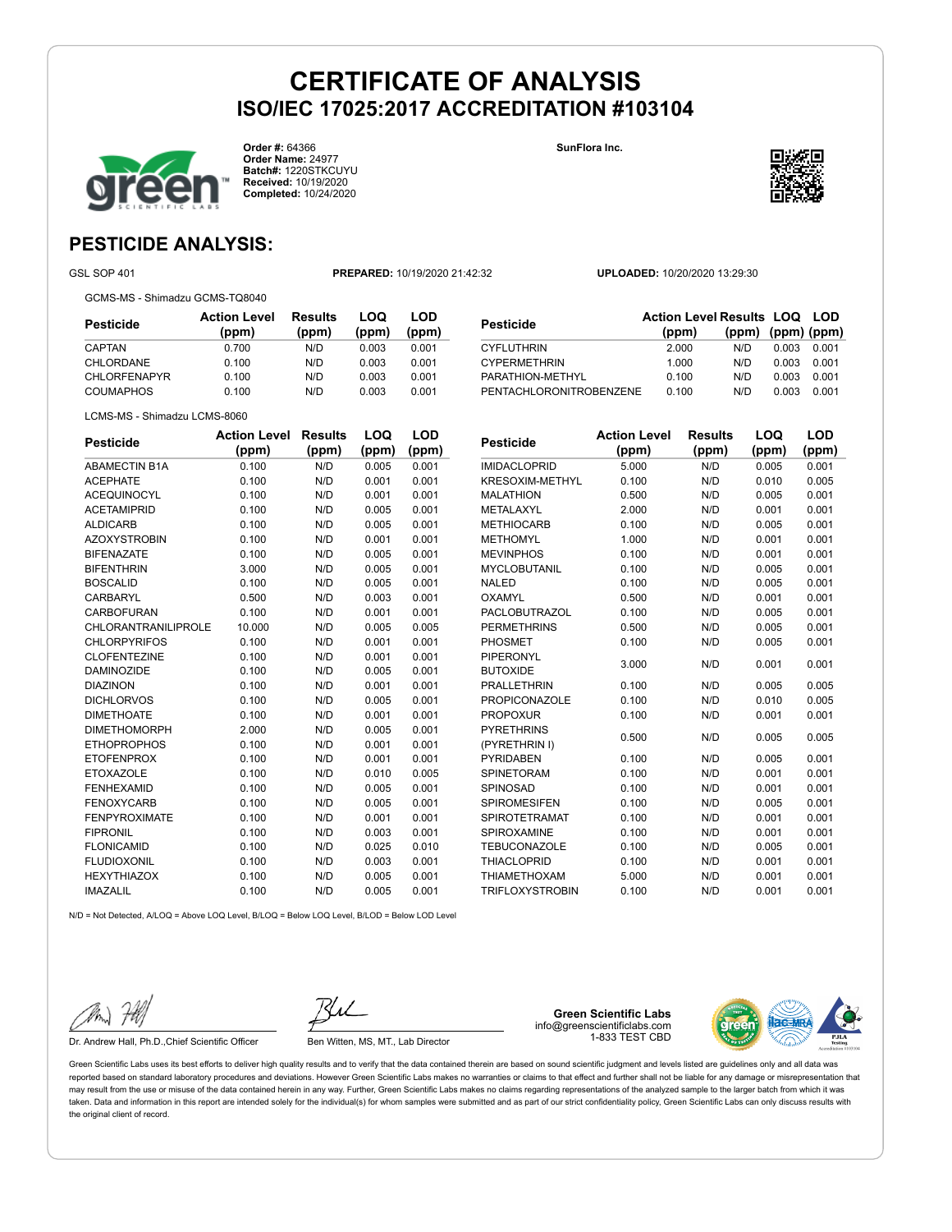# CERTIFICATE OF ANALYSIS
## ISO/IEC 17025:2017 ACCREDITATION #103104

**Order #:** 64366
**Order Name:** 24977
**Batch#:** 1220STKCUYU
**Received:** 10/19/2020
**Completed:** 10/24/2020

**SunFlora Inc.**

## PESTICIDE ANALYSIS:

GSL SOP 401 **PREPARED:** 10/19/2020 21:42:32 **UPLOADED:** 10/20/2020 13:29:30

GCMS-MS - Shimadzu GCMS-TQ8040

| Pesticide | Action Level (ppm) | Results (ppm) | LOQ (ppm) | LOD (ppm) |
|---|---|---|---|---|
| CAPTAN | 0.700 | N/D | 0.003 | 0.001 |
| CHLORDANE | 0.100 | N/D | 0.003 | 0.001 |
| CHLORFENAPYR | 0.100 | N/D | 0.003 | 0.001 |
| COUMAPHOS | 0.100 | N/D | 0.003 | 0.001 |
| CYFLUTHRIN | 2.000 | N/D | 0.003 | 0.001 |
| CYPERMETHRIN | 1.000 | N/D | 0.003 | 0.001 |
| PARATHION-METHYL | 0.100 | N/D | 0.003 | 0.001 |
| PENTACHLORONITROBENZENE | 0.100 | N/D | 0.003 | 0.001 |

LCMS-MS - Shimadzu LCMS-8060

| Pesticide | Action Level (ppm) | Results (ppm) | LOQ (ppm) | LOD (ppm) |
|---|---|---|---|---|
| ABAMECTIN B1A | 0.100 | N/D | 0.005 | 0.001 |
| ACEPHATE | 0.100 | N/D | 0.001 | 0.001 |
| ACEQUINOCYL | 0.100 | N/D | 0.001 | 0.001 |
| ACETAMIPRID | 0.100 | N/D | 0.005 | 0.001 |
| ALDICARB | 0.100 | N/D | 0.005 | 0.001 |
| AZOXYSTROBIN | 0.100 | N/D | 0.001 | 0.001 |
| BIFENAZATE | 0.100 | N/D | 0.005 | 0.001 |
| BIFENTHRIN | 3.000 | N/D | 0.005 | 0.001 |
| BOSCALID | 0.100 | N/D | 0.005 | 0.001 |
| CARBARYL | 0.500 | N/D | 0.003 | 0.001 |
| CARBOFURAN | 0.100 | N/D | 0.001 | 0.001 |
| CHLORANTRANILIPROLE | 10.000 | N/D | 0.005 | 0.005 |
| CHLORPYRIFOS | 0.100 | N/D | 0.001 | 0.001 |
| CLOFENTEZINE | 0.100 | N/D | 0.001 | 0.001 |
| DAMINOZIDE | 0.100 | N/D | 0.005 | 0.001 |
| DIAZINON | 0.100 | N/D | 0.001 | 0.001 |
| DICHLORVOS | 0.100 | N/D | 0.005 | 0.001 |
| DIMETHOATE | 0.100 | N/D | 0.001 | 0.001 |
| DIMETHOMORPH | 2.000 | N/D | 0.005 | 0.001 |
| ETHOPROPHOS | 0.100 | N/D | 0.001 | 0.001 |
| ETOFENPROX | 0.100 | N/D | 0.001 | 0.001 |
| ETOXAZOLE | 0.100 | N/D | 0.010 | 0.005 |
| FENHEXAMID | 0.100 | N/D | 0.005 | 0.001 |
| FENOXYCARB | 0.100 | N/D | 0.005 | 0.001 |
| FENPYROXIMATE | 0.100 | N/D | 0.001 | 0.001 |
| FIPRONIL | 0.100 | N/D | 0.003 | 0.001 |
| FLONICAMID | 0.100 | N/D | 0.025 | 0.010 |
| FLUDIOXONIL | 0.100 | N/D | 0.003 | 0.001 |
| HEXYTHIAZOX | 0.100 | N/D | 0.005 | 0.001 |
| IMAZALIL | 0.100 | N/D | 0.005 | 0.001 |
| IMIDACLOPRID | 5.000 | N/D | 0.005 | 0.001 |
| KRESOXIM-METHYL | 0.100 | N/D | 0.010 | 0.005 |
| MALATHION | 0.500 | N/D | 0.005 | 0.001 |
| METALAXYL | 2.000 | N/D | 0.001 | 0.001 |
| METHIOCARB | 0.100 | N/D | 0.005 | 0.001 |
| METHOMYL | 1.000 | N/D | 0.001 | 0.001 |
| MEVINPHOS | 0.100 | N/D | 0.001 | 0.001 |
| MYCLOBUTANIL | 0.100 | N/D | 0.005 | 0.001 |
| NALED | 0.100 | N/D | 0.005 | 0.001 |
| OXAMYL | 0.500 | N/D | 0.001 | 0.001 |
| PACLOBUTRAZOL | 0.100 | N/D | 0.005 | 0.001 |
| PERMETHRINS | 0.500 | N/D | 0.005 | 0.001 |
| PHOSMET | 0.100 | N/D | 0.005 | 0.001 |
| PIPERONYL BUTOXIDE | 3.000 | N/D | 0.001 | 0.001 |
| PRALLETHRIN | 0.100 | N/D | 0.005 | 0.005 |
| PROPICONAZOLE | 0.100 | N/D | 0.010 | 0.005 |
| PROPOXUR | 0.100 | N/D | 0.001 | 0.001 |
| PYRETHRINS (PYRETHRIN I) | 0.500 | N/D | 0.005 | 0.005 |
| PYRIDABEN | 0.100 | N/D | 0.005 | 0.001 |
| SPINETORAM | 0.100 | N/D | 0.001 | 0.001 |
| SPINOSAD | 0.100 | N/D | 0.001 | 0.001 |
| SPIROMESIFEN | 0.100 | N/D | 0.005 | 0.001 |
| SPIROTETRAMAT | 0.100 | N/D | 0.001 | 0.001 |
| SPIROXAMINE | 0.100 | N/D | 0.001 | 0.001 |
| TEBUCONAZOLE | 0.100 | N/D | 0.005 | 0.001 |
| THIACLOPRID | 0.100 | N/D | 0.001 | 0.001 |
| THIAMETHOXAM | 5.000 | N/D | 0.001 | 0.001 |
| TRIFLOXYSTROBIN | 0.100 | N/D | 0.001 | 0.001 |

N/D = Not Detected, A/LOQ = Above LOQ Level, B/LOQ = Below LOQ Level, B/LOD = Below LOD Level

Dr. Andrew Hall, Ph.D.,Chief Scientific Officer

Ben Witten, MS, MT., Lab Director

**Green Scientific Labs**
info@greenscientificlabs.com
1-833 TEST CBD

Green Scientific Labs uses its best efforts to deliver high quality results and to verify that the data contained therein are based on sound scientific judgment and levels listed are guidelines only and all data was reported based on standard laboratory procedures and deviations. However Green Scientific Labs makes no warranties or claims to that effect and further shall not be liable for any damage or misrepresentation that may result from the use or misuse of the data contained herein in any way. Further, Green Scientific Labs makes no claims regarding representations of the analyzed sample to the larger batch from which it was taken. Data and information in this report are intended solely for the individual(s) for whom samples were submitted and as part of our strict confidentiality policy, Green Scientific Labs can only discuss results with the original client of record.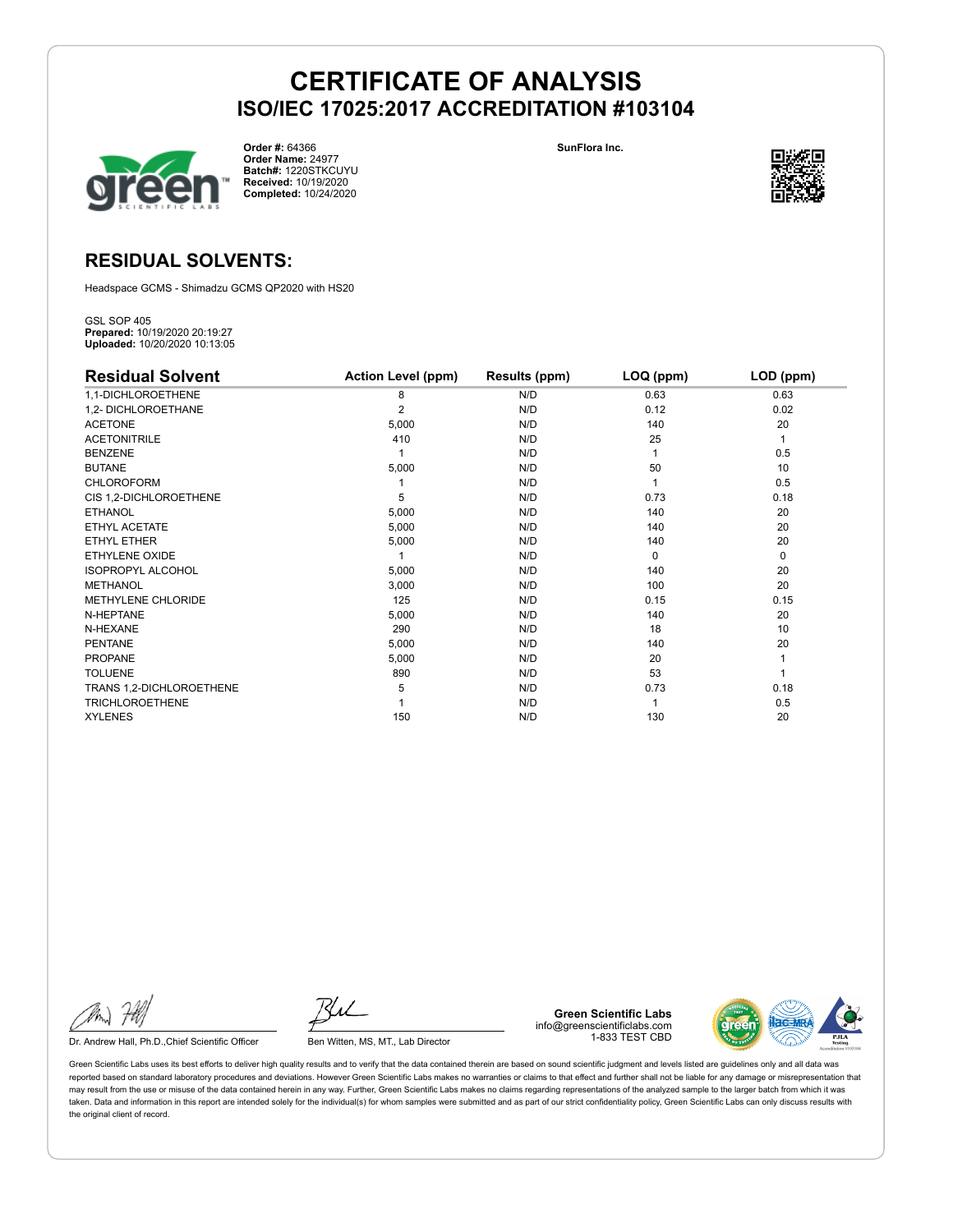# CERTIFICATE OF ANALYSIS

## ISO/IEC 17025:2017 ACCREDITATION #103104

**Order #:** 64366
**Order Name:** 24977
**Batch#:** 1220STKCUYU
**Received:** 10/19/2020
**Completed:** 10/24/2020

SunFlora Inc.

## RESIDUAL SOLVENTS:

Headspace GCMS - Shimadzu GCMS QP2020 with HS20

GSL SOP 405
**Prepared:** 10/19/2020 20:19:27
**Uploaded:** 10/20/2020 10:13:05

| Residual Solvent | Action Level (ppm) | Results (ppm) | LOQ (ppm) | LOD (ppm) |
|---|---|---|---|---|
| 1,1-DICHLOROETHENE | 8 | N/D | 0.63 | 0.63 |
| 1,2- DICHLOROETHANE | 2 | N/D | 0.12 | 0.02 |
| ACETONE | 5,000 | N/D | 140 | 20 |
| ACETONITRILE | 410 | N/D | 25 | 1 |
| BENZENE | 1 | N/D | 1 | 0.5 |
| BUTANE | 5,000 | N/D | 50 | 10 |
| CHLOROFORM | 1 | N/D | 1 | 0.5 |
| CIS 1,2-DICHLOROETHENE | 5 | N/D | 0.73 | 0.18 |
| ETHANOL | 5,000 | N/D | 140 | 20 |
| ETHYL ACETATE | 5,000 | N/D | 140 | 20 |
| ETHYL ETHER | 5,000 | N/D | 140 | 20 |
| ETHYLENE OXIDE | 1 | N/D | 0 | 0 |
| ISOPROPYL ALCOHOL | 5,000 | N/D | 140 | 20 |
| METHANOL | 3,000 | N/D | 100 | 20 |
| METHYLENE CHLORIDE | 125 | N/D | 0.15 | 0.15 |
| N-HEPTANE | 5,000 | N/D | 140 | 20 |
| N-HEXANE | 290 | N/D | 18 | 10 |
| PENTANE | 5,000 | N/D | 140 | 20 |
| PROPANE | 5,000 | N/D | 20 | 1 |
| TOLUENE | 890 | N/D | 53 | 1 |
| TRANS 1,2-DICHLOROETHENE | 5 | N/D | 0.73 | 0.18 |
| TRICHLOROETHENE | 1 | N/D | 1 | 0.5 |
| XYLENES | 150 | N/D | 130 | 20 |

Dr. Andrew Hall, Ph.D.,Chief Scientific Officer

Ben Witten, MS, MT., Lab Director

**Green Scientific Labs**
info@greenscientificlabs.com
1-833 TEST CBD

Green Scientific Labs uses its best efforts to deliver high quality results and to verify that the data contained therein are based on sound scientific judgment and levels listed are guidelines only and all data was reported based on standard laboratory procedures and deviations. However Green Scientific Labs makes no warranties or claims to that effect and further shall not be liable for any damage or misrepresentation that may result from the use or misuse of the data contained herein in any way. Further, Green Scientific Labs makes no claims regarding representations of the analyzed sample to the larger batch from which it was taken. Data and information in this report are intended solely for the individual(s) for whom samples were submitted and as part of our strict confidentiality policy, Green Scientific Labs can only discuss results with the original client of record.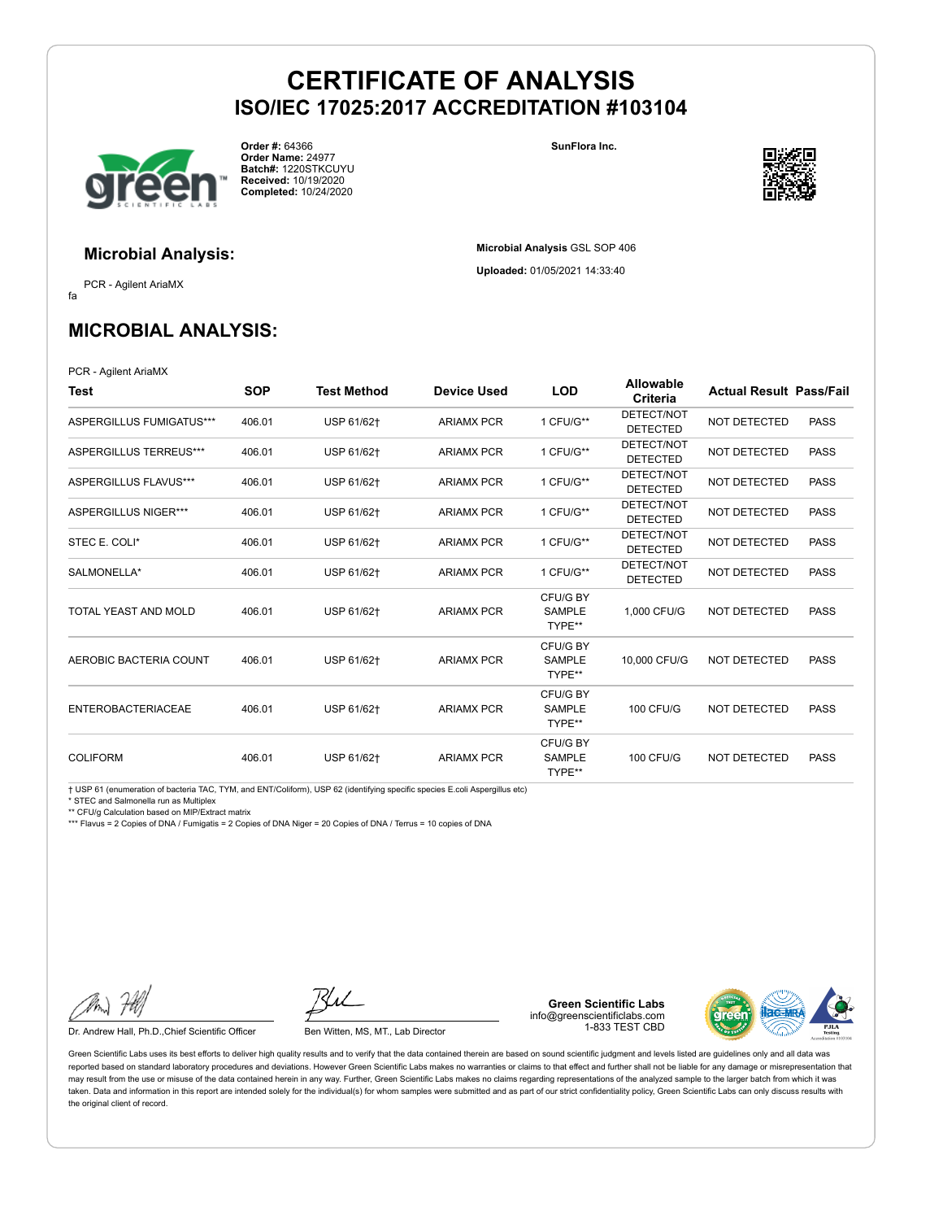# CERTIFICATE OF ANALYSIS
## ISO/IEC 17025:2017 ACCREDITATION #103104

**Order #:** 64366
**Order Name:** 24977
**Batch#:** 1220STKCUYU
**Received:** 10/19/2020
**Completed:** 10/24/2020

**SunFlora Inc.**

### Microbial Analysis:

PCR - Agilent AriaMX

fa

**Microbial Analysis** GSL SOP 406

**Uploaded:** 01/05/2021 14:33:40

## MICROBIAL ANALYSIS:

PCR - Agilent AriaMX

| Test | SOP | Test Method | Device Used | LOD | Allowable Criteria | Actual Result | Pass/Fail |
|---|---|---|---|---|---|---|---|
| ASPERGILLUS FUMIGATUS*** | 406.01 | USP 61/62† | ARIAMX PCR | 1 CFU/G** | DETECT/NOT DETECTED | NOT DETECTED | PASS |
| ASPERGILLUS TERREUS*** | 406.01 | USP 61/62† | ARIAMX PCR | 1 CFU/G** | DETECT/NOT DETECTED | NOT DETECTED | PASS |
| ASPERGILLUS FLAVUS*** | 406.01 | USP 61/62† | ARIAMX PCR | 1 CFU/G** | DETECT/NOT DETECTED | NOT DETECTED | PASS |
| ASPERGILLUS NIGER*** | 406.01 | USP 61/62† | ARIAMX PCR | 1 CFU/G** | DETECT/NOT DETECTED | NOT DETECTED | PASS |
| STEC E. COLI* | 406.01 | USP 61/62† | ARIAMX PCR | 1 CFU/G** | DETECT/NOT DETECTED | NOT DETECTED | PASS |
| SALMONELLA* | 406.01 | USP 61/62† | ARIAMX PCR | 1 CFU/G** | DETECT/NOT DETECTED | NOT DETECTED | PASS |
| TOTAL YEAST AND MOLD | 406.01 | USP 61/62† | ARIAMX PCR | CFU/G BY SAMPLE TYPE** | 1,000 CFU/G | NOT DETECTED | PASS |
| AEROBIC BACTERIA COUNT | 406.01 | USP 61/62† | ARIAMX PCR | CFU/G BY SAMPLE TYPE** | 10,000 CFU/G | NOT DETECTED | PASS |
| ENTEROBACTERIACEAE | 406.01 | USP 61/62† | ARIAMX PCR | CFU/G BY SAMPLE TYPE** | 100 CFU/G | NOT DETECTED | PASS |
| COLIFORM | 406.01 | USP 61/62† | ARIAMX PCR | CFU/G BY SAMPLE TYPE** | 100 CFU/G | NOT DETECTED | PASS |

† USP 61 (enumeration of bacteria TAC, TYM, and ENT/Coliform), USP 62 (identifying specific species E.coli Aspergillus etc)
* STEC and Salmonella run as Multiplex
** CFU/g Calculation based on MIP/Extract matrix
*** Flavus = 2 Copies of DNA / Fumigatis = 2 Copies of DNA Niger = 20 Copies of DNA / Terrus = 10 copies of DNA

Dr. Andrew Hall, Ph.D.,Chief Scientific Officer

Ben Witten, MS, MT., Lab Director

**Green Scientific Labs**
info@greenscientificlabs.com
1-833 TEST CBD

Green Scientific Labs uses its best efforts to deliver high quality results and to verify that the data contained therein are based on sound scientific judgment and levels listed are guidelines only and all data was reported based on standard laboratory procedures and deviations. However Green Scientific Labs makes no warranties or claims to that effect and further shall not be liable for any damage or misrepresentation that may result from the use or misuse of the data contained herein in any way. Further, Green Scientific Labs makes no claims regarding representations of the analyzed sample to the larger batch from which it was taken. Data and information in this report are intended solely for the individual(s) for whom samples were submitted and as part of our strict confidentiality policy, Green Scientific Labs can only discuss results with the original client of record.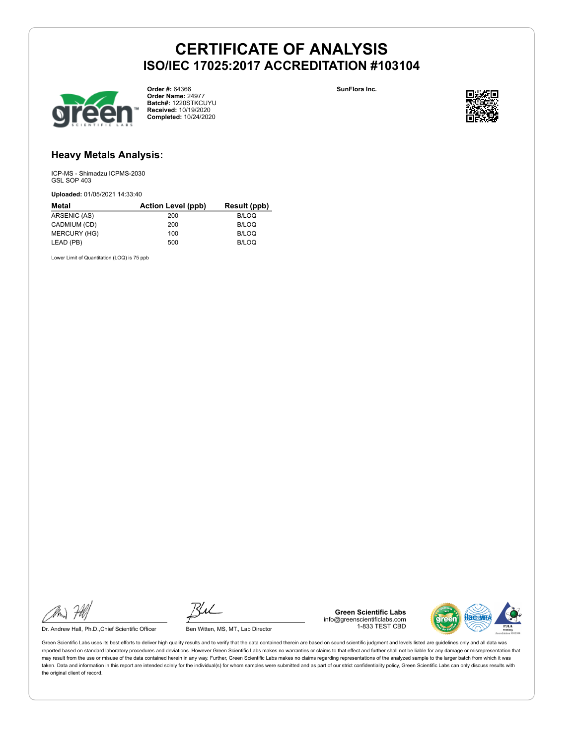# CERTIFICATE OF ANALYSIS

## ISO/IEC 17025:2017 ACCREDITATION #103104

**Order #:** 64366
**Order Name:** 24977
**Batch#:** 1220STKCUYU
**Received:** 10/19/2020
**Completed:** 10/24/2020

**SunFlora Inc.**

### Heavy Metals Analysis:

ICP-MS - Shimadzu ICPMS-2030
GSL SOP 403

**Uploaded:** 01/05/2021 14:33:40

| Metal | Action Level (ppb) | Result (ppb) |
|---|---|---|
| ARSENIC (AS) | 200 | B/LOQ |
| CADMIUM (CD) | 200 | B/LOQ |
| MERCURY (HG) | 100 | B/LOQ |
| LEAD (PB) | 500 | B/LOQ |

Lower Limit of Quantitation (LOQ) is 75 ppb

Dr. Andrew Hall, Ph.D.,Chief Scientific Officer

Ben Witten, MS, MT., Lab Director

**Green Scientific Labs**
info@greenscientificlabs.com
1-833 TEST CBD

Green Scientific Labs uses its best efforts to deliver high quality results and to verify that the data contained therein are based on sound scientific judgment and levels listed are guidelines only and all data was reported based on standard laboratory procedures and deviations. However Green Scientific Labs makes no warranties or claims to that effect and further shall not be liable for any damage or misrepresentation that may result from the use or misuse of the data contained herein in any way. Further, Green Scientific Labs makes no claims regarding representations of the analyzed sample to the larger batch from which it was taken. Data and information in this report are intended solely for the individual(s) for whom samples were submitted and as part of our strict confidentiality policy, Green Scientific Labs can only discuss results with the original client of record.